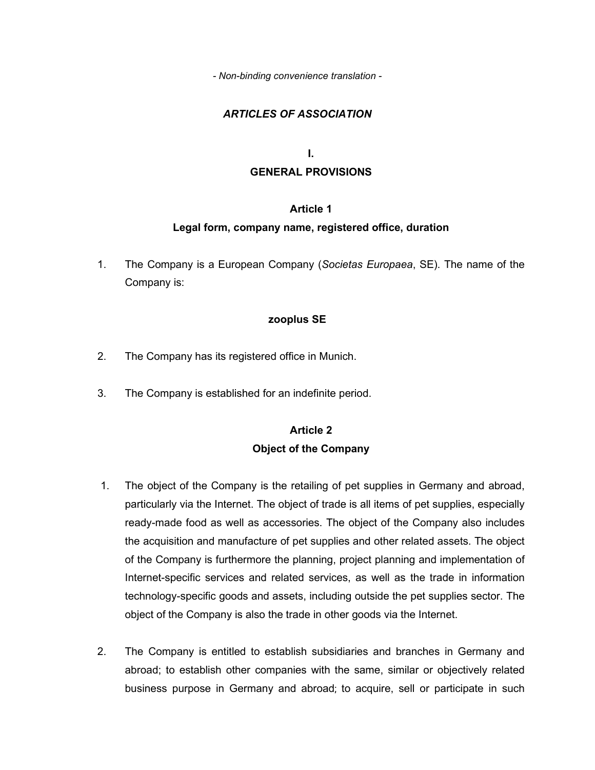*- Non-binding convenience translation -*

# *ARTICLES OF ASSOCIATION*

## I.
## GENERAL PROVISIONS

### Article 1
### Legal form, company name, registered office, duration

1. The Company is a European Company (*Societas Europaea*, SE). The name of the Company is:

   **zooplus SE**

2. The Company has its registered office in Munich.

3. The Company is established for an indefinite period.

### Article 2
### Object of the Company

1. The object of the Company is the retailing of pet supplies in Germany and abroad, particularly via the Internet. The object of trade is all items of pet supplies, especially ready-made food as well as accessories. The object of the Company also includes the acquisition and manufacture of pet supplies and other related assets. The object of the Company is furthermore the planning, project planning and implementation of Internet-specific services and related services, as well as the trade in information technology-specific goods and assets, including outside the pet supplies sector. The object of the Company is also the trade in other goods via the Internet.

2. The Company is entitled to establish subsidiaries and branches in Germany and abroad; to establish other companies with the same, similar or objectively related business purpose in Germany and abroad; to acquire, sell or participate in such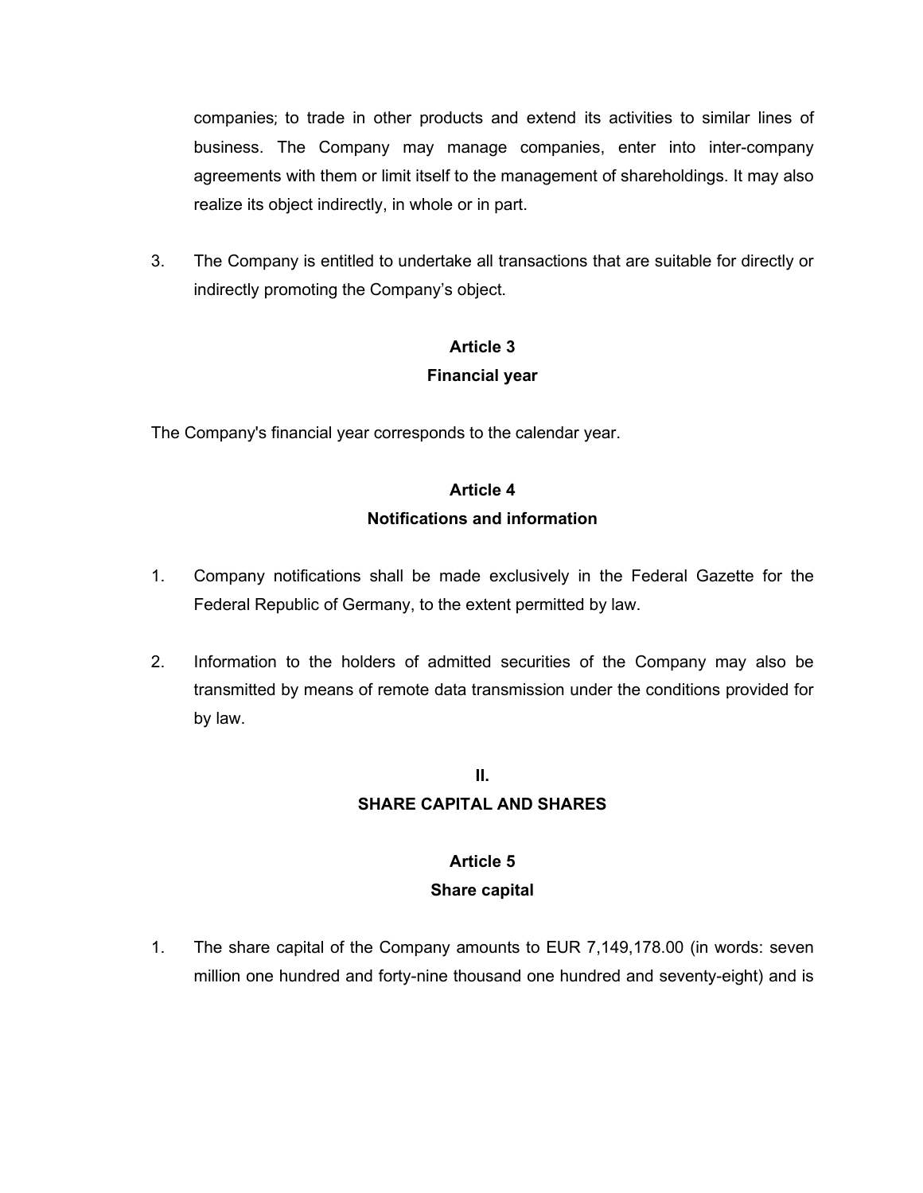companies; to trade in other products and extend its activities to similar lines of business. The Company may manage companies, enter into inter-company agreements with them or limit itself to the management of shareholdings. It may also realize its object indirectly, in whole or in part.

3. The Company is entitled to undertake all transactions that are suitable for directly or indirectly promoting the Company's object.

### Article 3
### Financial year

The Company's financial year corresponds to the calendar year.

### Article 4
### Notifications and information

1. Company notifications shall be made exclusively in the Federal Gazette for the Federal Republic of Germany, to the extent permitted by law.

2. Information to the holders of admitted securities of the Company may also be transmitted by means of remote data transmission under the conditions provided for by law.

## II.
## SHARE CAPITAL AND SHARES

### Article 5
### Share capital

1. The share capital of the Company amounts to EUR 7,149,178.00 (in words: seven million one hundred and forty-nine thousand one hundred and seventy-eight) and is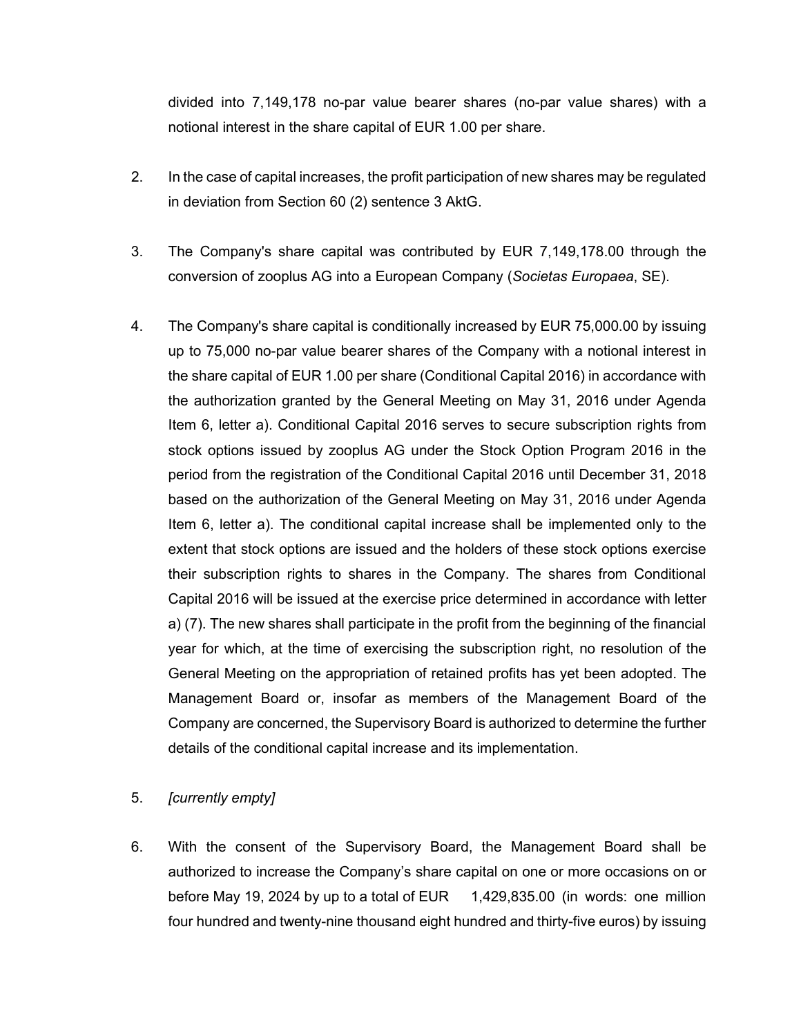divided into 7,149,178 no-par value bearer shares (no-par value shares) with a notional interest in the share capital of EUR 1.00 per share.

2. In the case of capital increases, the profit participation of new shares may be regulated in deviation from Section 60 (2) sentence 3 AktG.

3. The Company's share capital was contributed by EUR 7,149,178.00 through the conversion of zooplus AG into a European Company (*Societas Europaea*, SE).

4. The Company's share capital is conditionally increased by EUR 75,000.00 by issuing up to 75,000 no-par value bearer shares of the Company with a notional interest in the share capital of EUR 1.00 per share (Conditional Capital 2016) in accordance with the authorization granted by the General Meeting on May 31, 2016 under Agenda Item 6, letter a). Conditional Capital 2016 serves to secure subscription rights from stock options issued by zooplus AG under the Stock Option Program 2016 in the period from the registration of the Conditional Capital 2016 until December 31, 2018 based on the authorization of the General Meeting on May 31, 2016 under Agenda Item 6, letter a). The conditional capital increase shall be implemented only to the extent that stock options are issued and the holders of these stock options exercise their subscription rights to shares in the Company. The shares from Conditional Capital 2016 will be issued at the exercise price determined in accordance with letter a) (7). The new shares shall participate in the profit from the beginning of the financial year for which, at the time of exercising the subscription right, no resolution of the General Meeting on the appropriation of retained profits has yet been adopted. The Management Board or, insofar as members of the Management Board of the Company are concerned, the Supervisory Board is authorized to determine the further details of the conditional capital increase and its implementation.

5. *[currently empty]*

6. With the consent of the Supervisory Board, the Management Board shall be authorized to increase the Company's share capital on one or more occasions on or before May 19, 2024 by up to a total of EUR 1,429,835.00 (in words: one million four hundred and twenty-nine thousand eight hundred and thirty-five euros) by issuing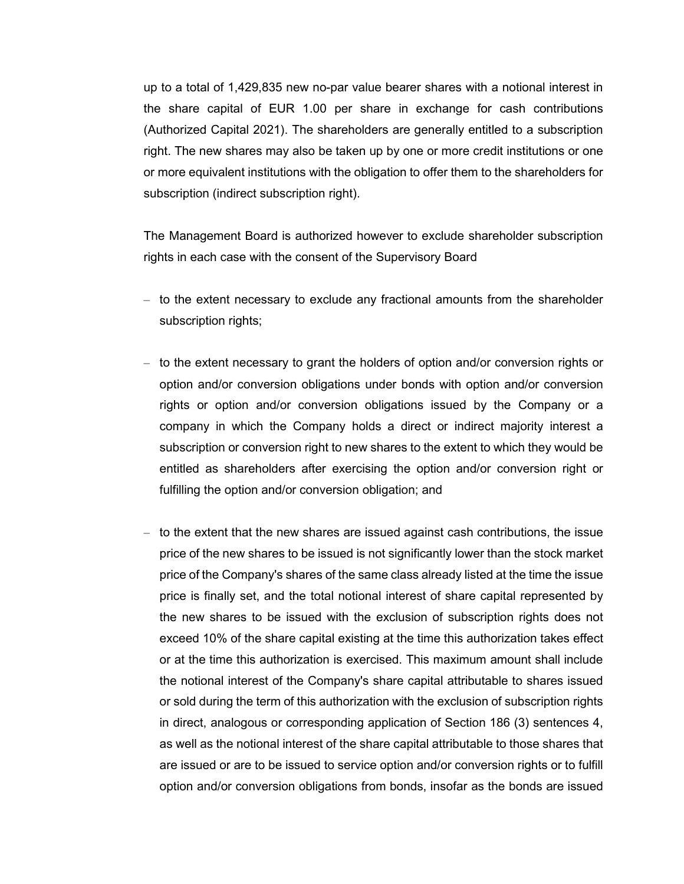up to a total of 1,429,835 new no-par value bearer shares with a notional interest in the share capital of EUR 1.00 per share in exchange for cash contributions (Authorized Capital 2021). The shareholders are generally entitled to a subscription right. The new shares may also be taken up by one or more credit institutions or one or more equivalent institutions with the obligation to offer them to the shareholders for subscription (indirect subscription right).

The Management Board is authorized however to exclude shareholder subscription rights in each case with the consent of the Supervisory Board

- to the extent necessary to exclude any fractional amounts from the shareholder subscription rights;
- to the extent necessary to grant the holders of option and/or conversion rights or option and/or conversion obligations under bonds with option and/or conversion rights or option and/or conversion obligations issued by the Company or a company in which the Company holds a direct or indirect majority interest a subscription or conversion right to new shares to the extent to which they would be entitled as shareholders after exercising the option and/or conversion right or fulfilling the option and/or conversion obligation; and
- to the extent that the new shares are issued against cash contributions, the issue price of the new shares to be issued is not significantly lower than the stock market price of the Company's shares of the same class already listed at the time the issue price is finally set, and the total notional interest of share capital represented by the new shares to be issued with the exclusion of subscription rights does not exceed 10% of the share capital existing at the time this authorization takes effect or at the time this authorization is exercised. This maximum amount shall include the notional interest of the Company's share capital attributable to shares issued or sold during the term of this authorization with the exclusion of subscription rights in direct, analogous or corresponding application of Section 186 (3) sentences 4, as well as the notional interest of the share capital attributable to those shares that are issued or are to be issued to service option and/or conversion rights or to fulfill option and/or conversion obligations from bonds, insofar as the bonds are issued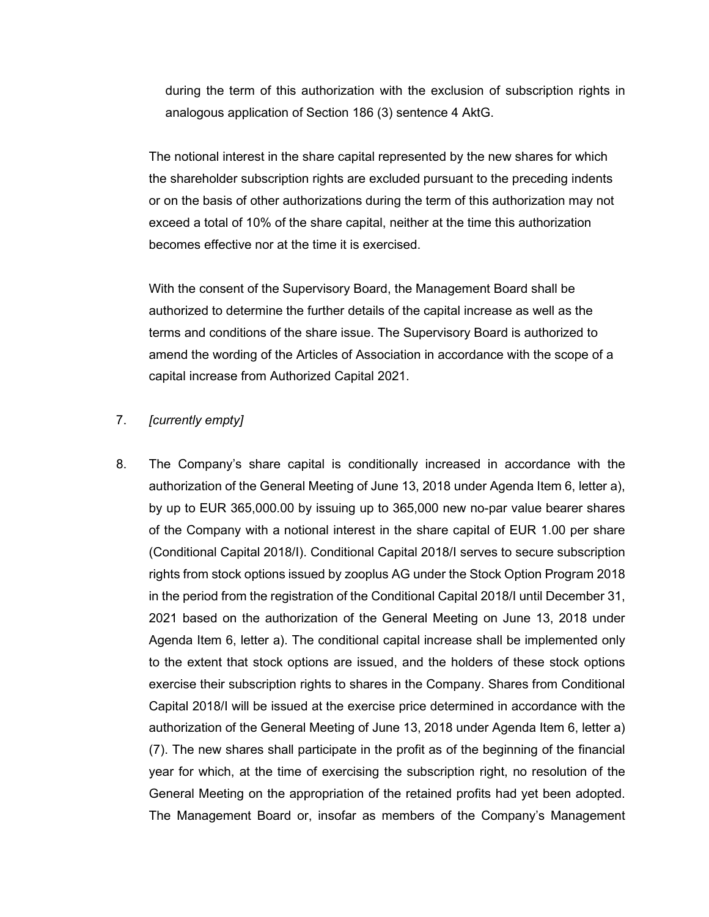during the term of this authorization with the exclusion of subscription rights in analogous application of Section 186 (3) sentence 4 AktG.

The notional interest in the share capital represented by the new shares for which the shareholder subscription rights are excluded pursuant to the preceding indents or on the basis of other authorizations during the term of this authorization may not exceed a total of 10% of the share capital, neither at the time this authorization becomes effective nor at the time it is exercised.

With the consent of the Supervisory Board, the Management Board shall be authorized to determine the further details of the capital increase as well as the terms and conditions of the share issue. The Supervisory Board is authorized to amend the wording of the Articles of Association in accordance with the scope of a capital increase from Authorized Capital 2021.

7. *[currently empty]*

8. The Company's share capital is conditionally increased in accordance with the authorization of the General Meeting of June 13, 2018 under Agenda Item 6, letter a), by up to EUR 365,000.00 by issuing up to 365,000 new no-par value bearer shares of the Company with a notional interest in the share capital of EUR 1.00 per share (Conditional Capital 2018/I). Conditional Capital 2018/I serves to secure subscription rights from stock options issued by zooplus AG under the Stock Option Program 2018 in the period from the registration of the Conditional Capital 2018/I until December 31, 2021 based on the authorization of the General Meeting on June 13, 2018 under Agenda Item 6, letter a). The conditional capital increase shall be implemented only to the extent that stock options are issued, and the holders of these stock options exercise their subscription rights to shares in the Company. Shares from Conditional Capital 2018/I will be issued at the exercise price determined in accordance with the authorization of the General Meeting of June 13, 2018 under Agenda Item 6, letter a) (7). The new shares shall participate in the profit as of the beginning of the financial year for which, at the time of exercising the subscription right, no resolution of the General Meeting on the appropriation of the retained profits had yet been adopted. The Management Board or, insofar as members of the Company's Management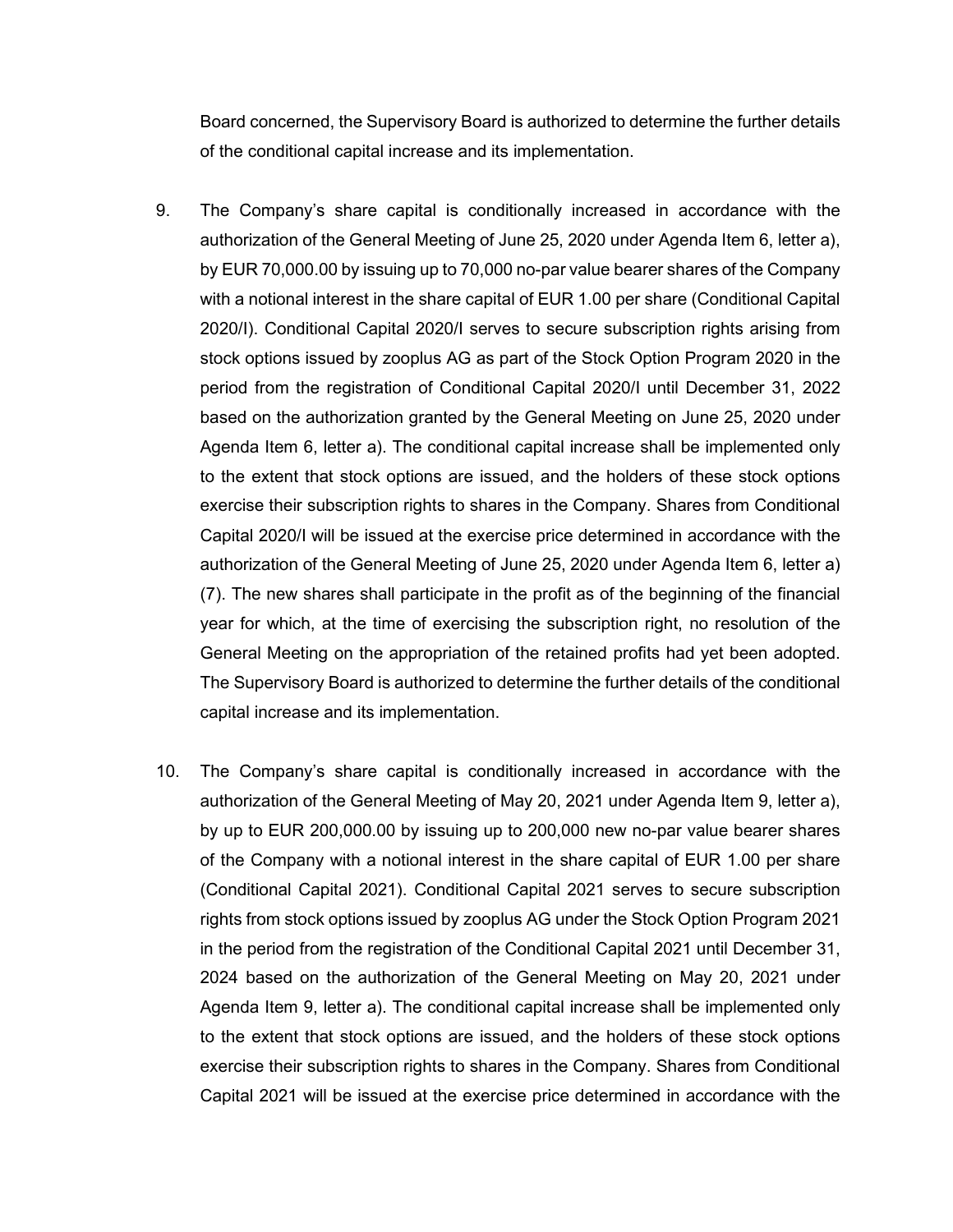Board concerned, the Supervisory Board is authorized to determine the further details of the conditional capital increase and its implementation.

9. The Company's share capital is conditionally increased in accordance with the authorization of the General Meeting of June 25, 2020 under Agenda Item 6, letter a), by EUR 70,000.00 by issuing up to 70,000 no-par value bearer shares of the Company with a notional interest in the share capital of EUR 1.00 per share (Conditional Capital 2020/I). Conditional Capital 2020/I serves to secure subscription rights arising from stock options issued by zooplus AG as part of the Stock Option Program 2020 in the period from the registration of Conditional Capital 2020/I until December 31, 2022 based on the authorization granted by the General Meeting on June 25, 2020 under Agenda Item 6, letter a). The conditional capital increase shall be implemented only to the extent that stock options are issued, and the holders of these stock options exercise their subscription rights to shares in the Company. Shares from Conditional Capital 2020/I will be issued at the exercise price determined in accordance with the authorization of the General Meeting of June 25, 2020 under Agenda Item 6, letter a) (7). The new shares shall participate in the profit as of the beginning of the financial year for which, at the time of exercising the subscription right, no resolution of the General Meeting on the appropriation of the retained profits had yet been adopted. The Supervisory Board is authorized to determine the further details of the conditional capital increase and its implementation.

10. The Company's share capital is conditionally increased in accordance with the authorization of the General Meeting of May 20, 2021 under Agenda Item 9, letter a), by up to EUR 200,000.00 by issuing up to 200,000 new no-par value bearer shares of the Company with a notional interest in the share capital of EUR 1.00 per share (Conditional Capital 2021). Conditional Capital 2021 serves to secure subscription rights from stock options issued by zooplus AG under the Stock Option Program 2021 in the period from the registration of the Conditional Capital 2021 until December 31, 2024 based on the authorization of the General Meeting on May 20, 2021 under Agenda Item 9, letter a). The conditional capital increase shall be implemented only to the extent that stock options are issued, and the holders of these stock options exercise their subscription rights to shares in the Company. Shares from Conditional Capital 2021 will be issued at the exercise price determined in accordance with the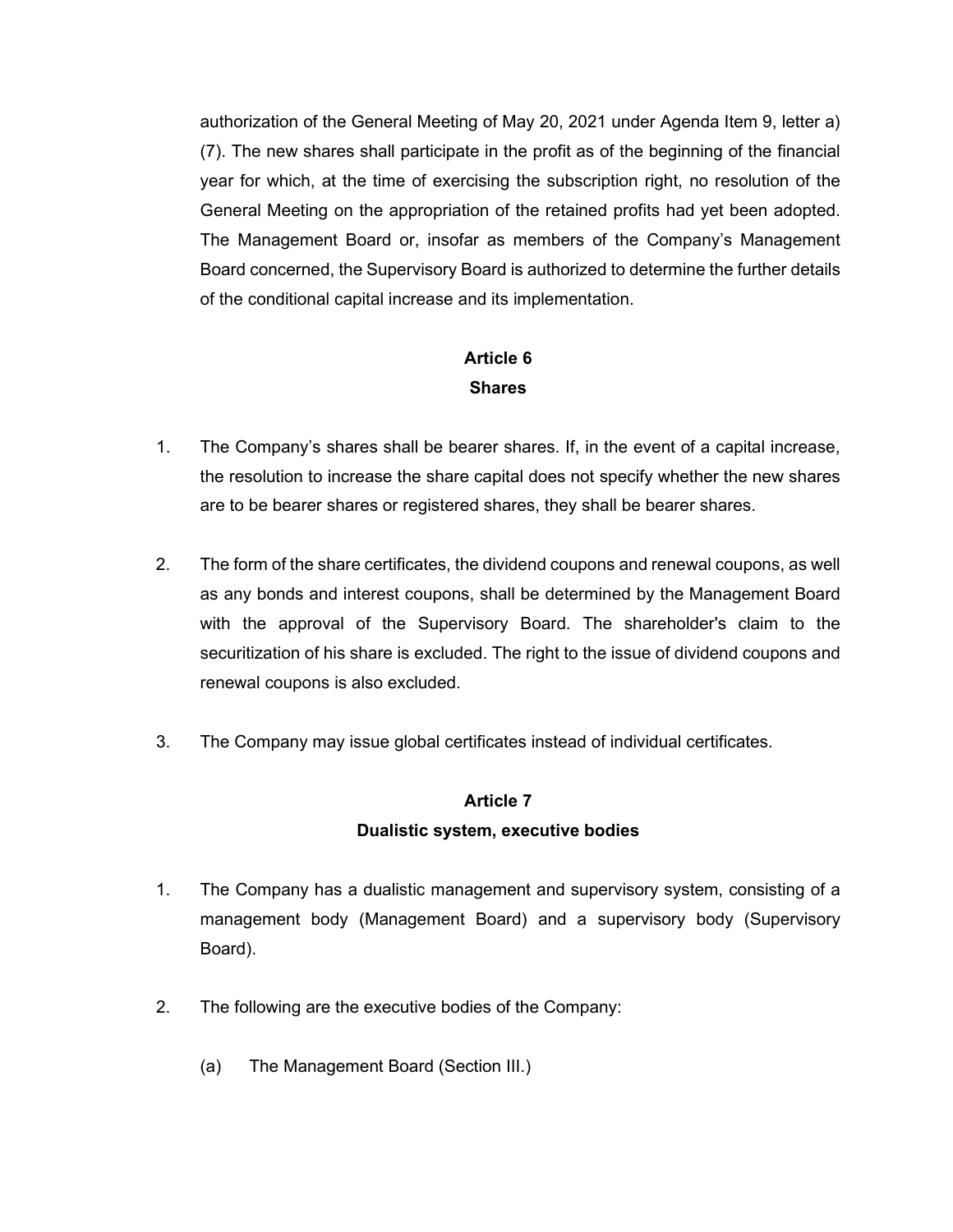authorization of the General Meeting of May 20, 2021 under Agenda Item 9, letter a) (7). The new shares shall participate in the profit as of the beginning of the financial year for which, at the time of exercising the subscription right, no resolution of the General Meeting on the appropriation of the retained profits had yet been adopted. The Management Board or, insofar as members of the Company's Management Board concerned, the Supervisory Board is authorized to determine the further details of the conditional capital increase and its implementation.

## Article 6
## Shares

1. The Company's shares shall be bearer shares. If, in the event of a capital increase, the resolution to increase the share capital does not specify whether the new shares are to be bearer shares or registered shares, they shall be bearer shares.

2. The form of the share certificates, the dividend coupons and renewal coupons, as well as any bonds and interest coupons, shall be determined by the Management Board with the approval of the Supervisory Board. The shareholder's claim to the securitization of his share is excluded. The right to the issue of dividend coupons and renewal coupons is also excluded.

3. The Company may issue global certificates instead of individual certificates.

## Article 7
## Dualistic system, executive bodies

1. The Company has a dualistic management and supervisory system, consisting of a management body (Management Board) and a supervisory body (Supervisory Board).

2. The following are the executive bodies of the Company:

   (a) The Management Board (Section III.)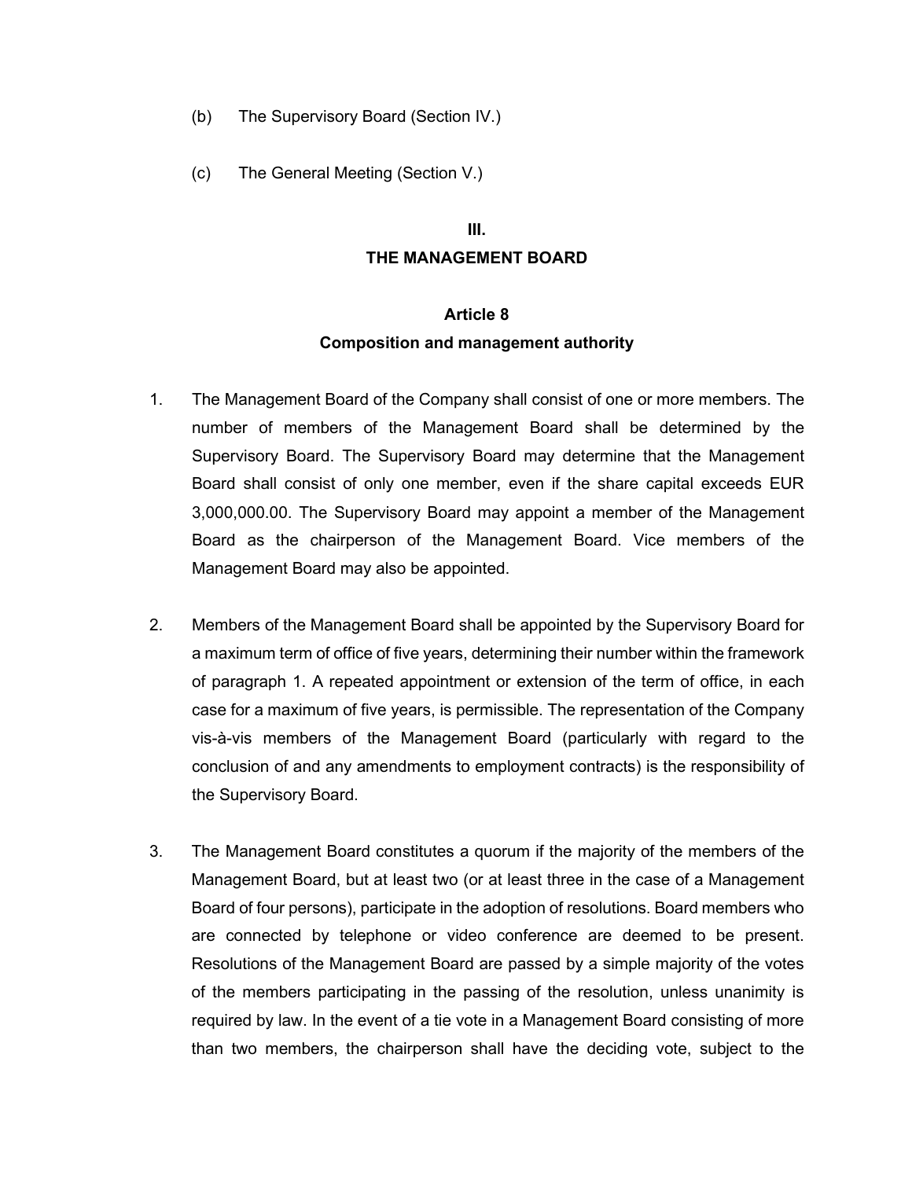(b) The Supervisory Board (Section IV.)

(c) The General Meeting (Section V.)

## III.
## THE MANAGEMENT BOARD

### Article 8
### Composition and management authority

1. The Management Board of the Company shall consist of one or more members. The number of members of the Management Board shall be determined by the Supervisory Board. The Supervisory Board may determine that the Management Board shall consist of only one member, even if the share capital exceeds EUR 3,000,000.00. The Supervisory Board may appoint a member of the Management Board as the chairperson of the Management Board. Vice members of the Management Board may also be appointed.

2. Members of the Management Board shall be appointed by the Supervisory Board for a maximum term of office of five years, determining their number within the framework of paragraph 1. A repeated appointment or extension of the term of office, in each case for a maximum of five years, is permissible. The representation of the Company vis-à-vis members of the Management Board (particularly with regard to the conclusion of and any amendments to employment contracts) is the responsibility of the Supervisory Board.

3. The Management Board constitutes a quorum if the majority of the members of the Management Board, but at least two (or at least three in the case of a Management Board of four persons), participate in the adoption of resolutions. Board members who are connected by telephone or video conference are deemed to be present. Resolutions of the Management Board are passed by a simple majority of the votes of the members participating in the passing of the resolution, unless unanimity is required by law. In the event of a tie vote in a Management Board consisting of more than two members, the chairperson shall have the deciding vote, subject to the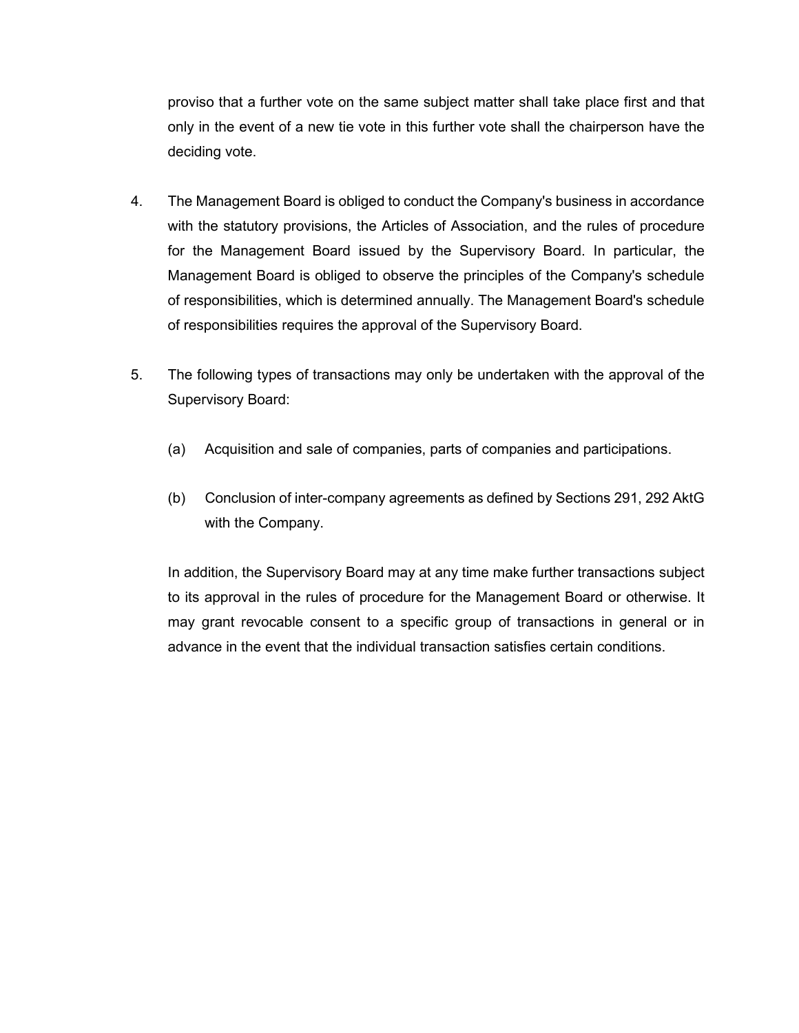proviso that a further vote on the same subject matter shall take place first and that only in the event of a new tie vote in this further vote shall the chairperson have the deciding vote.

4. The Management Board is obliged to conduct the Company's business in accordance with the statutory provisions, the Articles of Association, and the rules of procedure for the Management Board issued by the Supervisory Board. In particular, the Management Board is obliged to observe the principles of the Company's schedule of responsibilities, which is determined annually. The Management Board's schedule of responsibilities requires the approval of the Supervisory Board.

5. The following types of transactions may only be undertaken with the approval of the Supervisory Board:

   (a) Acquisition and sale of companies, parts of companies and participations.

   (b) Conclusion of inter-company agreements as defined by Sections 291, 292 AktG with the Company.

   In addition, the Supervisory Board may at any time make further transactions subject to its approval in the rules of procedure for the Management Board or otherwise. It may grant revocable consent to a specific group of transactions in general or in advance in the event that the individual transaction satisfies certain conditions.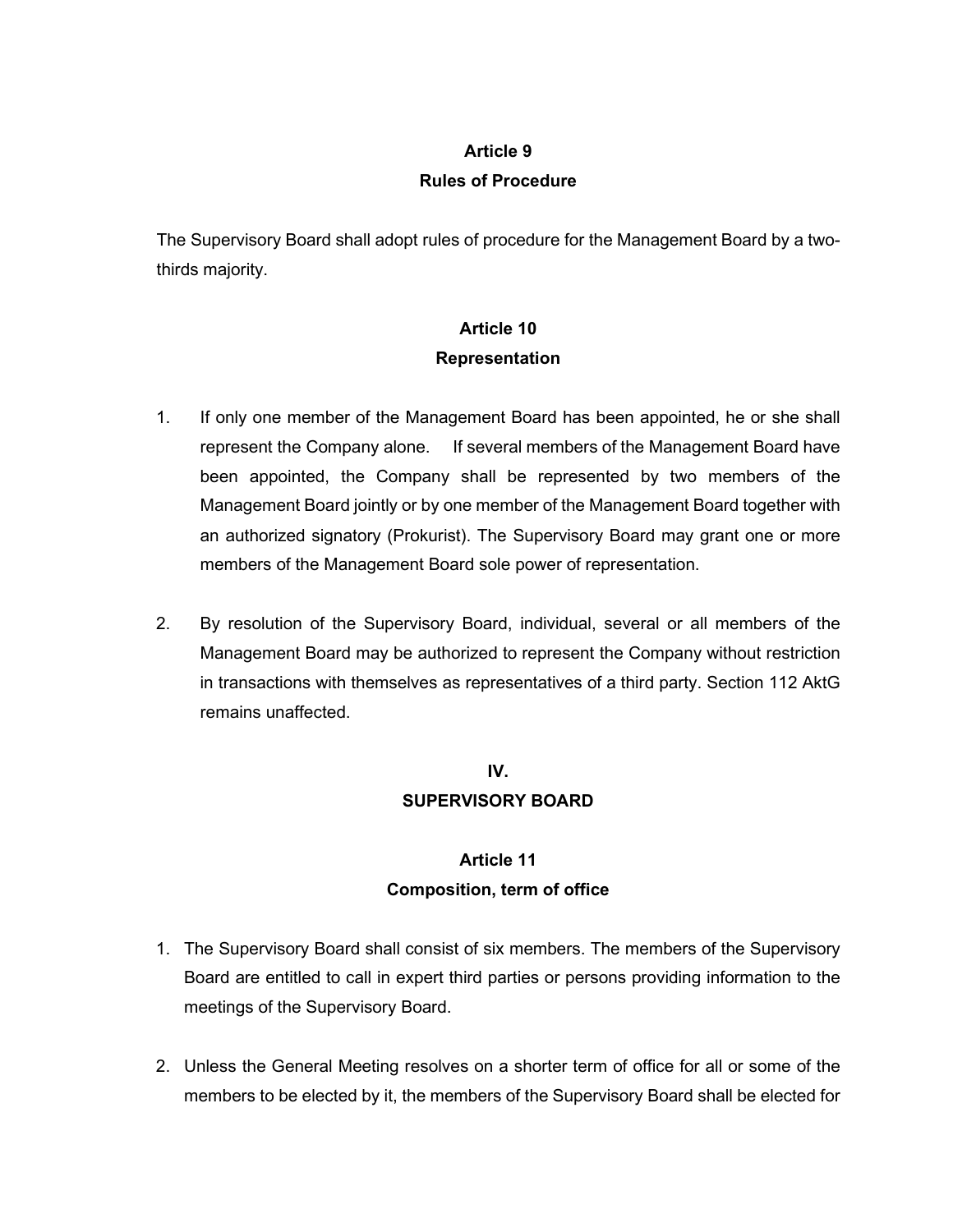## Article 9
## Rules of Procedure

The Supervisory Board shall adopt rules of procedure for the Management Board by a two-thirds majority.

## Article 10
## Representation

1. If only one member of the Management Board has been appointed, he or she shall represent the Company alone. If several members of the Management Board have been appointed, the Company shall be represented by two members of the Management Board jointly or by one member of the Management Board together with an authorized signatory (Prokurist). The Supervisory Board may grant one or more members of the Management Board sole power of representation.

2. By resolution of the Supervisory Board, individual, several or all members of the Management Board may be authorized to represent the Company without restriction in transactions with themselves as representatives of a third party. Section 112 AktG remains unaffected.

# IV.
# SUPERVISORY BOARD

## Article 11
## Composition, term of office

1. The Supervisory Board shall consist of six members. The members of the Supervisory Board are entitled to call in expert third parties or persons providing information to the meetings of the Supervisory Board.

2. Unless the General Meeting resolves on a shorter term of office for all or some of the members to be elected by it, the members of the Supervisory Board shall be elected for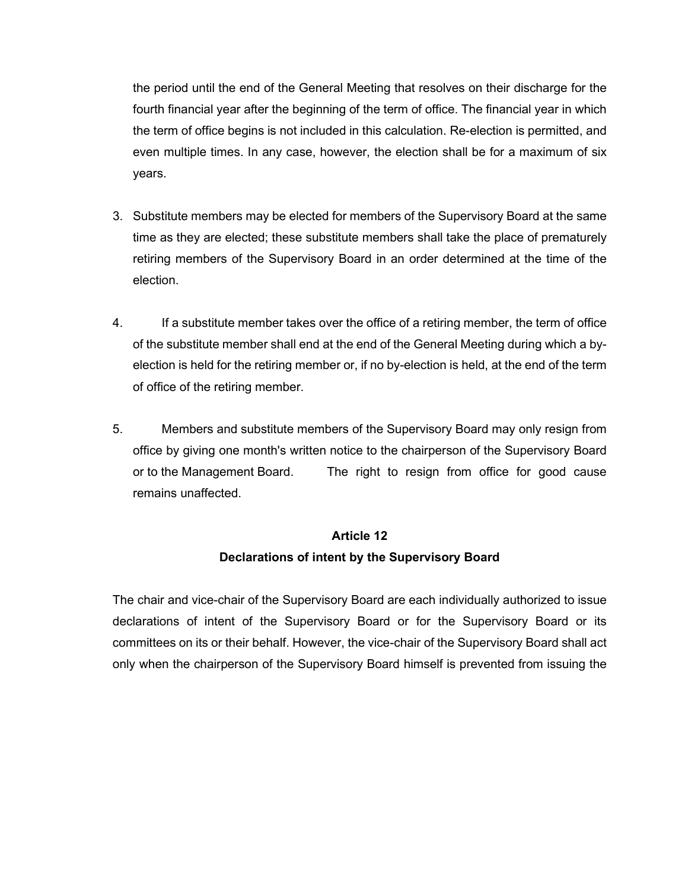the period until the end of the General Meeting that resolves on their discharge for the fourth financial year after the beginning of the term of office. The financial year in which the term of office begins is not included in this calculation. Re-election is permitted, and even multiple times. In any case, however, the election shall be for a maximum of six years.

3. Substitute members may be elected for members of the Supervisory Board at the same time as they are elected; these substitute members shall take the place of prematurely retiring members of the Supervisory Board in an order determined at the time of the election.

4. If a substitute member takes over the office of a retiring member, the term of office of the substitute member shall end at the end of the General Meeting during which a by-election is held for the retiring member or, if no by-election is held, at the end of the term of office of the retiring member.

5. Members and substitute members of the Supervisory Board may only resign from office by giving one month's written notice to the chairperson of the Supervisory Board or to the Management Board. The right to resign from office for good cause remains unaffected.

## Article 12
## Declarations of intent by the Supervisory Board

The chair and vice-chair of the Supervisory Board are each individually authorized to issue declarations of intent of the Supervisory Board or for the Supervisory Board or its committees on its or their behalf. However, the vice-chair of the Supervisory Board shall act only when the chairperson of the Supervisory Board himself is prevented from issuing the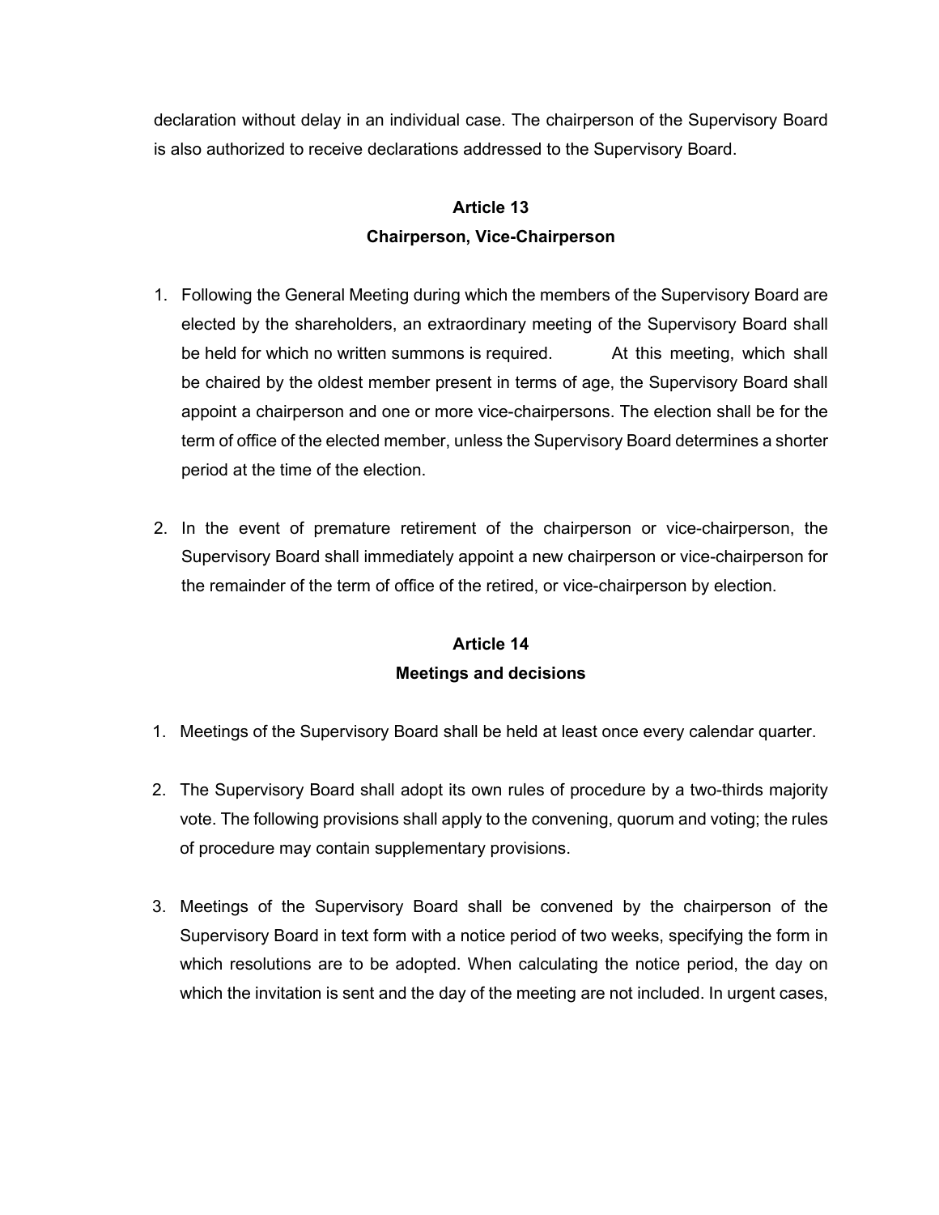declaration without delay in an individual case. The chairperson of the Supervisory Board is also authorized to receive declarations addressed to the Supervisory Board.

## Article 13
## Chairperson, Vice-Chairperson

1. Following the General Meeting during which the members of the Supervisory Board are elected by the shareholders, an extraordinary meeting of the Supervisory Board shall be held for which no written summons is required. At this meeting, which shall be chaired by the oldest member present in terms of age, the Supervisory Board shall appoint a chairperson and one or more vice-chairpersons. The election shall be for the term of office of the elected member, unless the Supervisory Board determines a shorter period at the time of the election.

2. In the event of premature retirement of the chairperson or vice-chairperson, the Supervisory Board shall immediately appoint a new chairperson or vice-chairperson for the remainder of the term of office of the retired, or vice-chairperson by election.

## Article 14
## Meetings and decisions

1. Meetings of the Supervisory Board shall be held at least once every calendar quarter.

2. The Supervisory Board shall adopt its own rules of procedure by a two-thirds majority vote. The following provisions shall apply to the convening, quorum and voting; the rules of procedure may contain supplementary provisions.

3. Meetings of the Supervisory Board shall be convened by the chairperson of the Supervisory Board in text form with a notice period of two weeks, specifying the form in which resolutions are to be adopted. When calculating the notice period, the day on which the invitation is sent and the day of the meeting are not included. In urgent cases,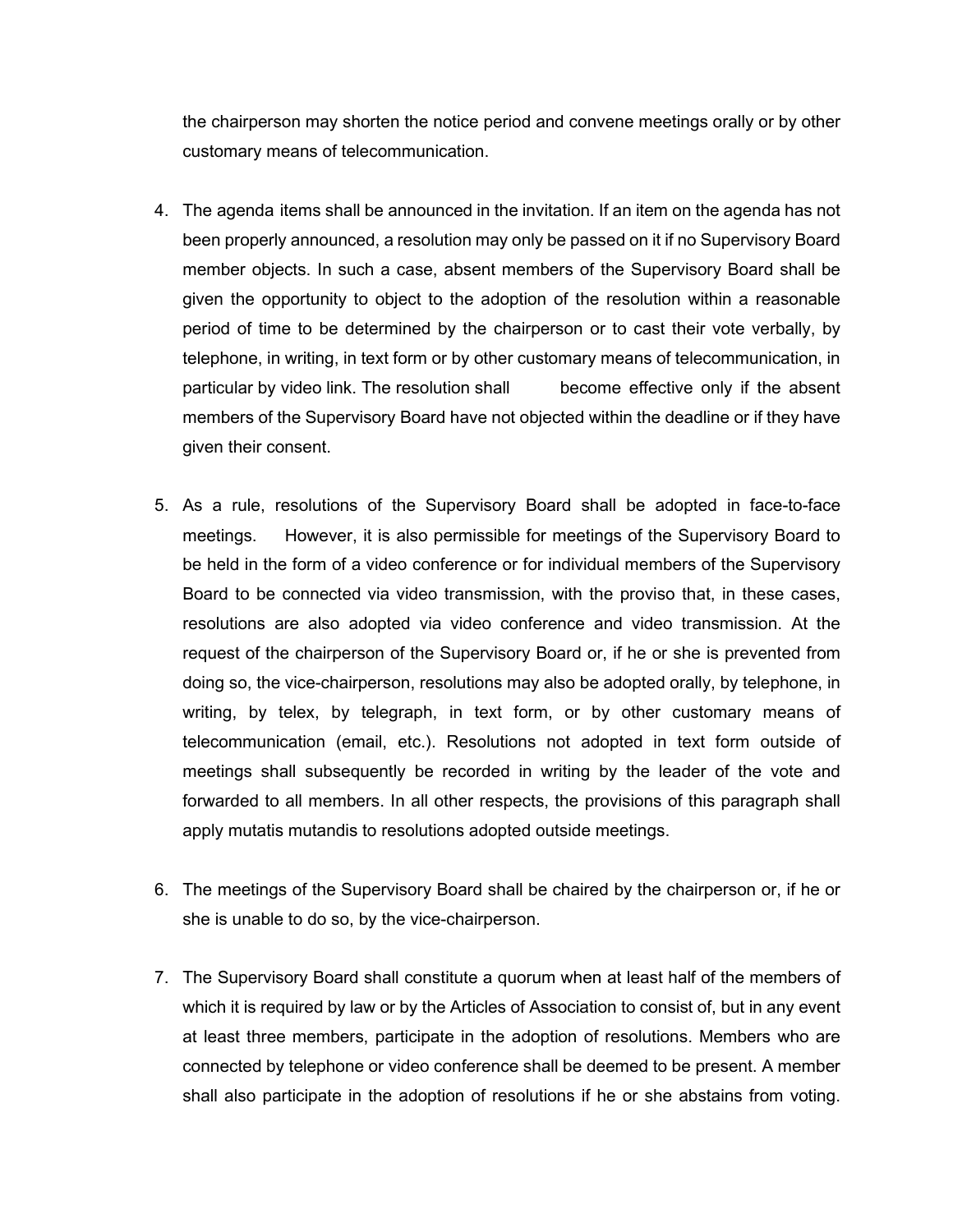the chairperson may shorten the notice period and convene meetings orally or by other customary means of telecommunication.

4. The agenda items shall be announced in the invitation. If an item on the agenda has not been properly announced, a resolution may only be passed on it if no Supervisory Board member objects. In such a case, absent members of the Supervisory Board shall be given the opportunity to object to the adoption of the resolution within a reasonable period of time to be determined by the chairperson or to cast their vote verbally, by telephone, in writing, in text form or by other customary means of telecommunication, in particular by video link. The resolution shall become effective only if the absent members of the Supervisory Board have not objected within the deadline or if they have given their consent.

5. As a rule, resolutions of the Supervisory Board shall be adopted in face-to-face meetings. However, it is also permissible for meetings of the Supervisory Board to be held in the form of a video conference or for individual members of the Supervisory Board to be connected via video transmission, with the proviso that, in these cases, resolutions are also adopted via video conference and video transmission. At the request of the chairperson of the Supervisory Board or, if he or she is prevented from doing so, the vice-chairperson, resolutions may also be adopted orally, by telephone, in writing, by telex, by telegraph, in text form, or by other customary means of telecommunication (email, etc.). Resolutions not adopted in text form outside of meetings shall subsequently be recorded in writing by the leader of the vote and forwarded to all members. In all other respects, the provisions of this paragraph shall apply mutatis mutandis to resolutions adopted outside meetings.

6. The meetings of the Supervisory Board shall be chaired by the chairperson or, if he or she is unable to do so, by the vice-chairperson.

7. The Supervisory Board shall constitute a quorum when at least half of the members of which it is required by law or by the Articles of Association to consist of, but in any event at least three members, participate in the adoption of resolutions. Members who are connected by telephone or video conference shall be deemed to be present. A member shall also participate in the adoption of resolutions if he or she abstains from voting.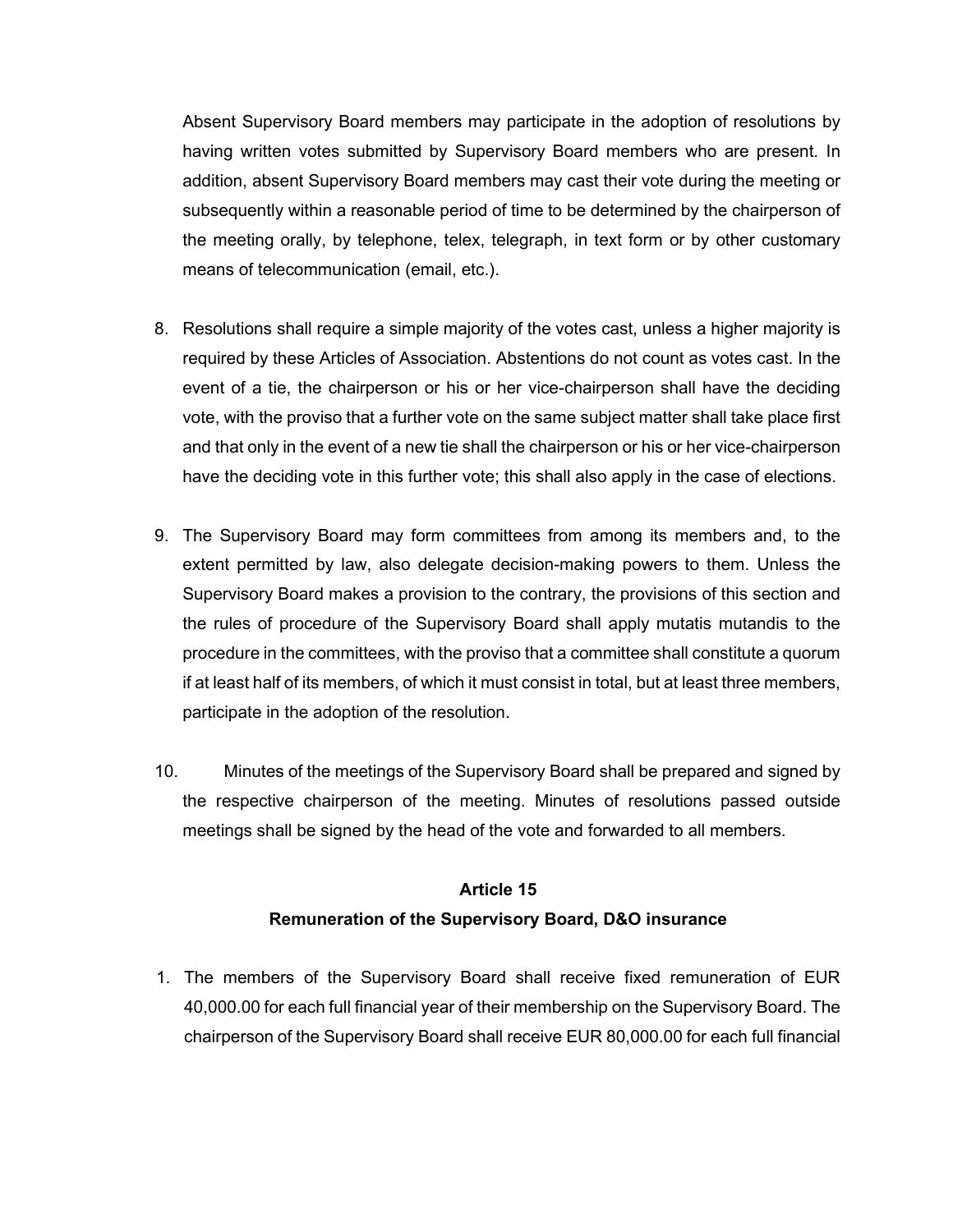Absent Supervisory Board members may participate in the adoption of resolutions by having written votes submitted by Supervisory Board members who are present. In addition, absent Supervisory Board members may cast their vote during the meeting or subsequently within a reasonable period of time to be determined by the chairperson of the meeting orally, by telephone, telex, telegraph, in text form or by other customary means of telecommunication (email, etc.).

8. Resolutions shall require a simple majority of the votes cast, unless a higher majority is required by these Articles of Association. Abstentions do not count as votes cast. In the event of a tie, the chairperson or his or her vice-chairperson shall have the deciding vote, with the proviso that a further vote on the same subject matter shall take place first and that only in the event of a new tie shall the chairperson or his or her vice-chairperson have the deciding vote in this further vote; this shall also apply in the case of elections.

9. The Supervisory Board may form committees from among its members and, to the extent permitted by law, also delegate decision-making powers to them. Unless the Supervisory Board makes a provision to the contrary, the provisions of this section and the rules of procedure of the Supervisory Board shall apply mutatis mutandis to the procedure in the committees, with the proviso that a committee shall constitute a quorum if at least half of its members, of which it must consist in total, but at least three members, participate in the adoption of the resolution.

10. Minutes of the meetings of the Supervisory Board shall be prepared and signed by the respective chairperson of the meeting. Minutes of resolutions passed outside meetings shall be signed by the head of the vote and forwarded to all members.

## Article 15
## Remuneration of the Supervisory Board, D&O insurance

1. The members of the Supervisory Board shall receive fixed remuneration of EUR 40,000.00 for each full financial year of their membership on the Supervisory Board. The chairperson of the Supervisory Board shall receive EUR 80,000.00 for each full financial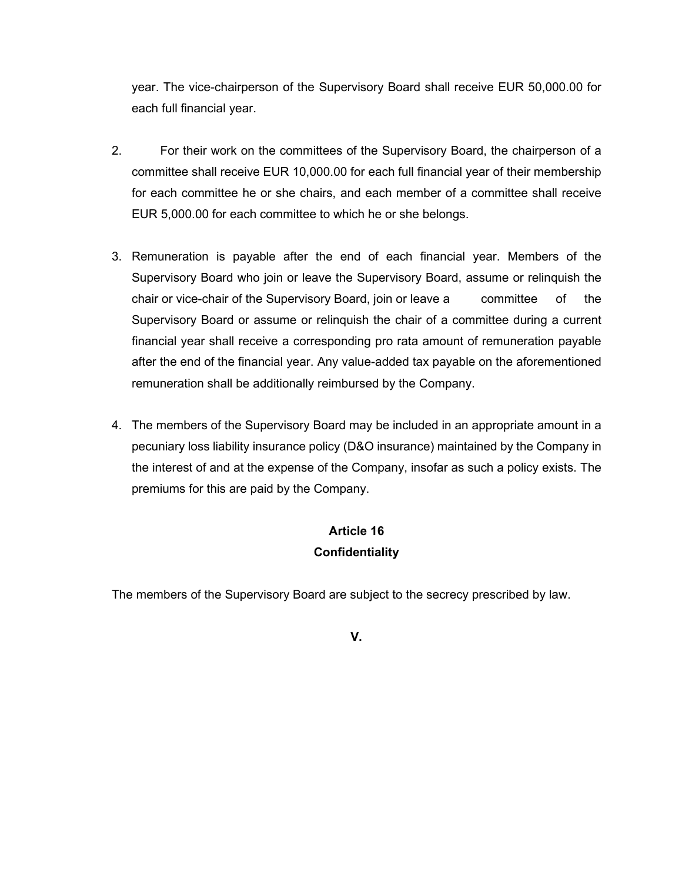year. The vice-chairperson of the Supervisory Board shall receive EUR 50,000.00 for each full financial year.

2. For their work on the committees of the Supervisory Board, the chairperson of a committee shall receive EUR 10,000.00 for each full financial year of their membership for each committee he or she chairs, and each member of a committee shall receive EUR 5,000.00 for each committee to which he or she belongs.

3. Remuneration is payable after the end of each financial year. Members of the Supervisory Board who join or leave the Supervisory Board, assume or relinquish the chair or vice-chair of the Supervisory Board, join or leave a committee of the Supervisory Board or assume or relinquish the chair of a committee during a current financial year shall receive a corresponding pro rata amount of remuneration payable after the end of the financial year. Any value-added tax payable on the aforementioned remuneration shall be additionally reimbursed by the Company.

4. The members of the Supervisory Board may be included in an appropriate amount in a pecuniary loss liability insurance policy (D&O insurance) maintained by the Company in the interest of and at the expense of the Company, insofar as such a policy exists. The premiums for this are paid by the Company.

## Article 16
## Confidentiality

The members of the Supervisory Board are subject to the secrecy prescribed by law.

## V.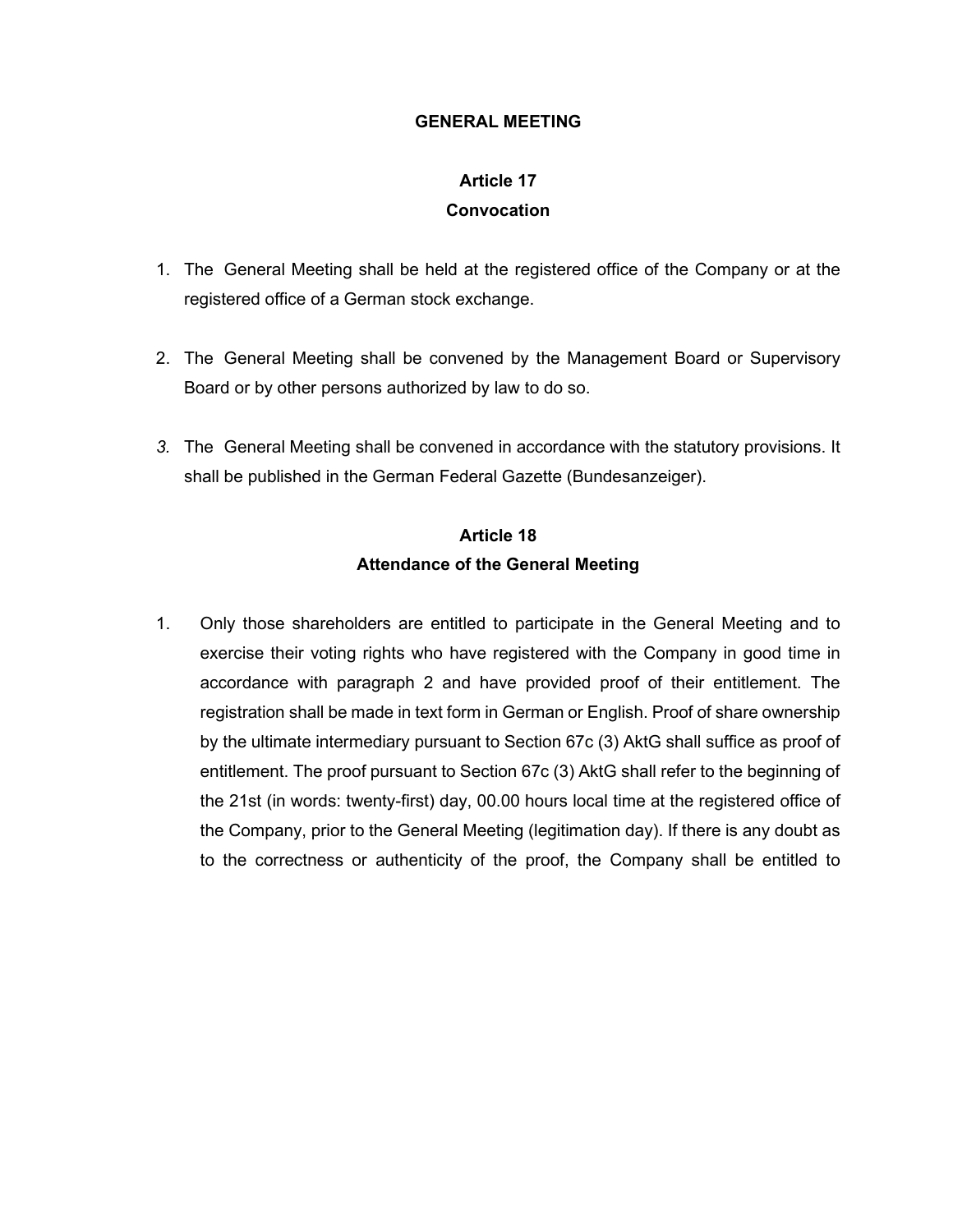## GENERAL MEETING

### Article 17
### Convocation

1. The General Meeting shall be held at the registered office of the Company or at the registered office of a German stock exchange.

2. The General Meeting shall be convened by the Management Board or Supervisory Board or by other persons authorized by law to do so.

3. The General Meeting shall be convened in accordance with the statutory provisions. It shall be published in the German Federal Gazette (Bundesanzeiger).

### Article 18
### Attendance of the General Meeting

1. Only those shareholders are entitled to participate in the General Meeting and to exercise their voting rights who have registered with the Company in good time in accordance with paragraph 2 and have provided proof of their entitlement. The registration shall be made in text form in German or English. Proof of share ownership by the ultimate intermediary pursuant to Section 67c (3) AktG shall suffice as proof of entitlement. The proof pursuant to Section 67c (3) AktG shall refer to the beginning of the 21st (in words: twenty-first) day, 00.00 hours local time at the registered office of the Company, prior to the General Meeting (legitimation day). If there is any doubt as to the correctness or authenticity of the proof, the Company shall be entitled to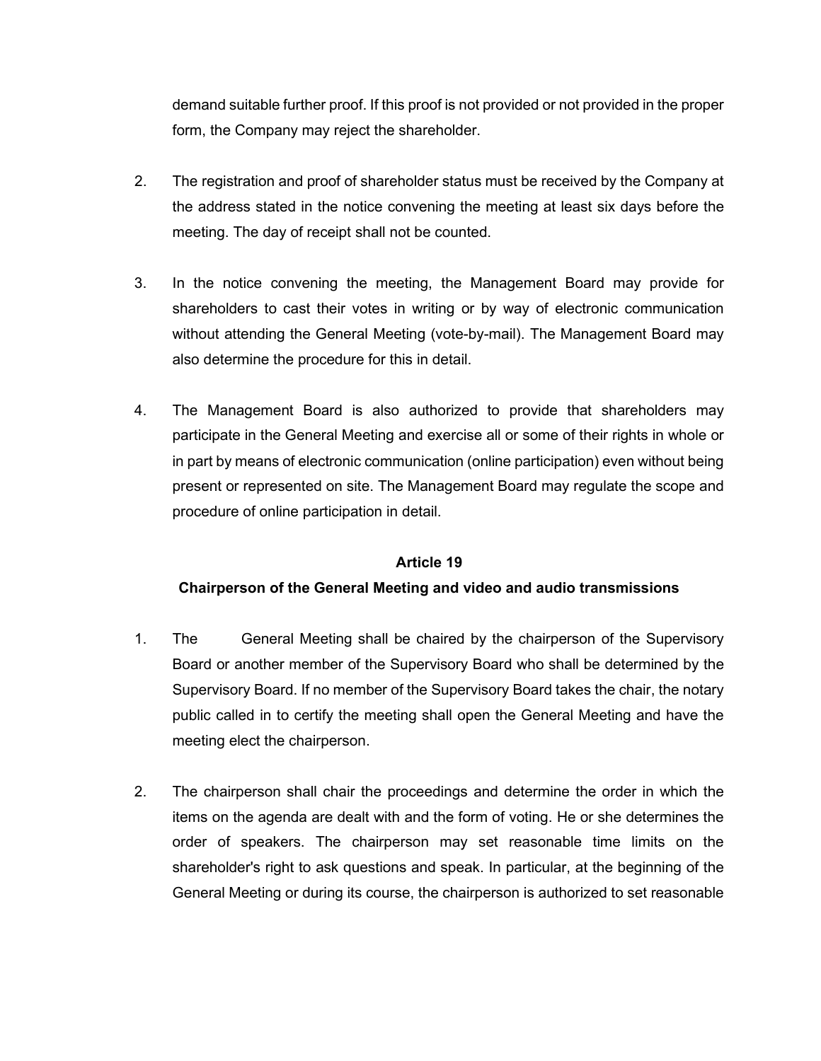demand suitable further proof. If this proof is not provided or not provided in the proper form, the Company may reject the shareholder.

2. The registration and proof of shareholder status must be received by the Company at the address stated in the notice convening the meeting at least six days before the meeting. The day of receipt shall not be counted.

3. In the notice convening the meeting, the Management Board may provide for shareholders to cast their votes in writing or by way of electronic communication without attending the General Meeting (vote-by-mail). The Management Board may also determine the procedure for this in detail.

4. The Management Board is also authorized to provide that shareholders may participate in the General Meeting and exercise all or some of their rights in whole or in part by means of electronic communication (online participation) even without being present or represented on site. The Management Board may regulate the scope and procedure of online participation in detail.

**Article 19**

**Chairperson of the General Meeting and video and audio transmissions**

1. The General Meeting shall be chaired by the chairperson of the Supervisory Board or another member of the Supervisory Board who shall be determined by the Supervisory Board. If no member of the Supervisory Board takes the chair, the notary public called in to certify the meeting shall open the General Meeting and have the meeting elect the chairperson.

2. The chairperson shall chair the proceedings and determine the order in which the items on the agenda are dealt with and the form of voting. He or she determines the order of speakers. The chairperson may set reasonable time limits on the shareholder's right to ask questions and speak. In particular, at the beginning of the General Meeting or during its course, the chairperson is authorized to set reasonable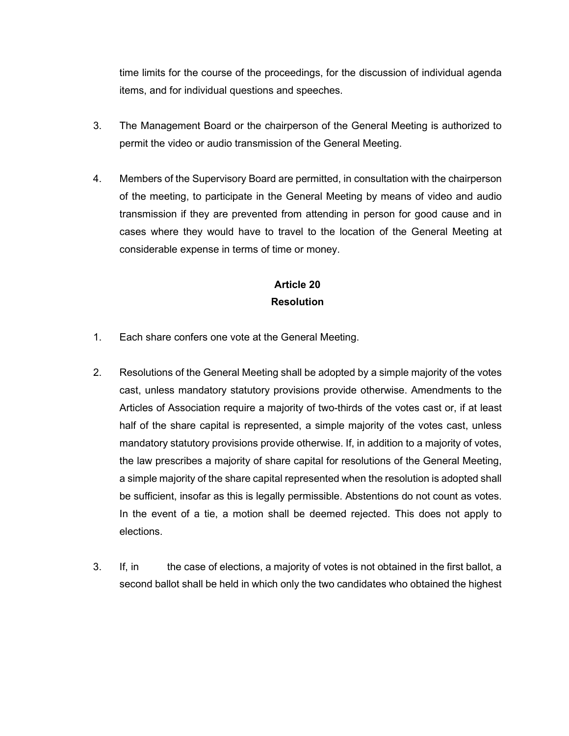time limits for the course of the proceedings, for the discussion of individual agenda items, and for individual questions and speeches.

3. The Management Board or the chairperson of the General Meeting is authorized to permit the video or audio transmission of the General Meeting.

4. Members of the Supervisory Board are permitted, in consultation with the chairperson of the meeting, to participate in the General Meeting by means of video and audio transmission if they are prevented from attending in person for good cause and in cases where they would have to travel to the location of the General Meeting at considerable expense in terms of time or money.

## Article 20
## Resolution

1. Each share confers one vote at the General Meeting.

2. Resolutions of the General Meeting shall be adopted by a simple majority of the votes cast, unless mandatory statutory provisions provide otherwise. Amendments to the Articles of Association require a majority of two-thirds of the votes cast or, if at least half of the share capital is represented, a simple majority of the votes cast, unless mandatory statutory provisions provide otherwise. If, in addition to a majority of votes, the law prescribes a majority of share capital for resolutions of the General Meeting, a simple majority of the share capital represented when the resolution is adopted shall be sufficient, insofar as this is legally permissible. Abstentions do not count as votes. In the event of a tie, a motion shall be deemed rejected. This does not apply to elections.

3. If, in the case of elections, a majority of votes is not obtained in the first ballot, a second ballot shall be held in which only the two candidates who obtained the highest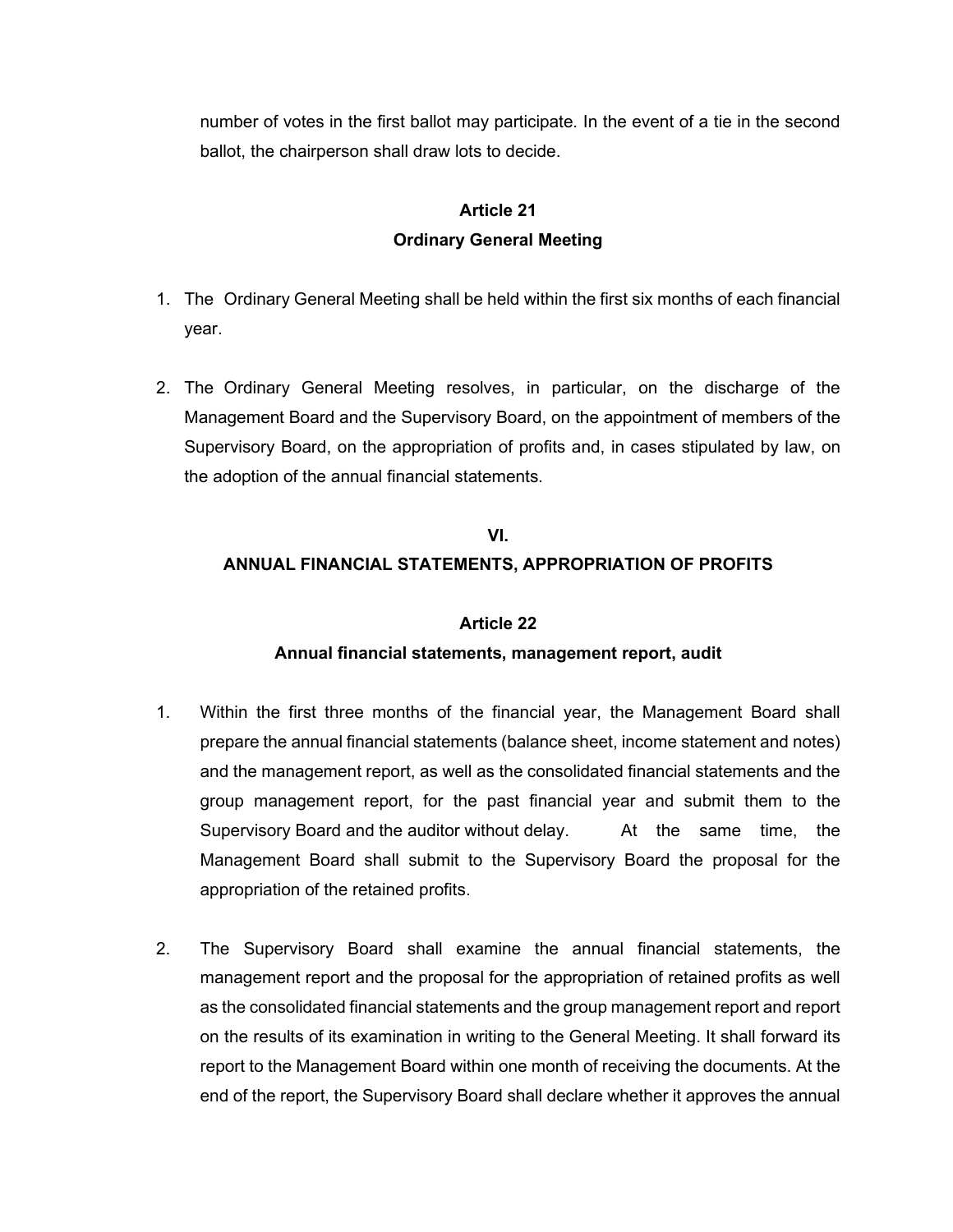number of votes in the first ballot may participate. In the event of a tie in the second ballot, the chairperson shall draw lots to decide.

### Article 21
### Ordinary General Meeting

1. The Ordinary General Meeting shall be held within the first six months of each financial year.

2. The Ordinary General Meeting resolves, in particular, on the discharge of the Management Board and the Supervisory Board, on the appointment of members of the Supervisory Board, on the appropriation of profits and, in cases stipulated by law, on the adoption of the annual financial statements.

## VI.
## ANNUAL FINANCIAL STATEMENTS, APPROPRIATION OF PROFITS

### Article 22
### Annual financial statements, management report, audit

1. Within the first three months of the financial year, the Management Board shall prepare the annual financial statements (balance sheet, income statement and notes) and the management report, as well as the consolidated financial statements and the group management report, for the past financial year and submit them to the Supervisory Board and the auditor without delay. At the same time, the Management Board shall submit to the Supervisory Board the proposal for the appropriation of the retained profits.

2. The Supervisory Board shall examine the annual financial statements, the management report and the proposal for the appropriation of retained profits as well as the consolidated financial statements and the group management report and report on the results of its examination in writing to the General Meeting. It shall forward its report to the Management Board within one month of receiving the documents. At the end of the report, the Supervisory Board shall declare whether it approves the annual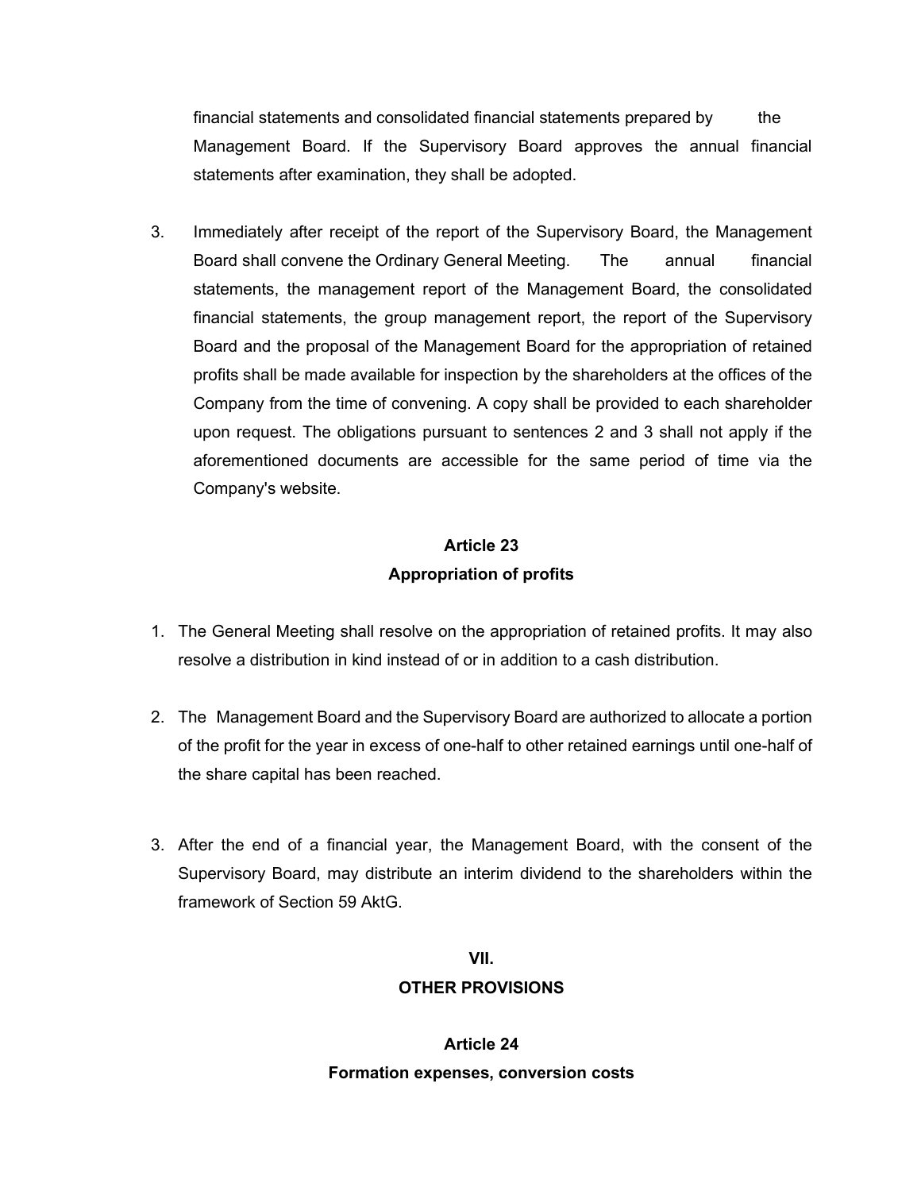financial statements and consolidated financial statements prepared by the Management Board. If the Supervisory Board approves the annual financial statements after examination, they shall be adopted.

3. Immediately after receipt of the report of the Supervisory Board, the Management Board shall convene the Ordinary General Meeting. The annual financial statements, the management report of the Management Board, the consolidated financial statements, the group management report, the report of the Supervisory Board and the proposal of the Management Board for the appropriation of retained profits shall be made available for inspection by the shareholders at the offices of the Company from the time of convening. A copy shall be provided to each shareholder upon request. The obligations pursuant to sentences 2 and 3 shall not apply if the aforementioned documents are accessible for the same period of time via the Company's website.

## Article 23
## Appropriation of profits

1. The General Meeting shall resolve on the appropriation of retained profits. It may also resolve a distribution in kind instead of or in addition to a cash distribution.

2. The Management Board and the Supervisory Board are authorized to allocate a portion of the profit for the year in excess of one-half to other retained earnings until one-half of the share capital has been reached.

3. After the end of a financial year, the Management Board, with the consent of the Supervisory Board, may distribute an interim dividend to the shareholders within the framework of Section 59 AktG.

# VII.
# OTHER PROVISIONS

## Article 24
## Formation expenses, conversion costs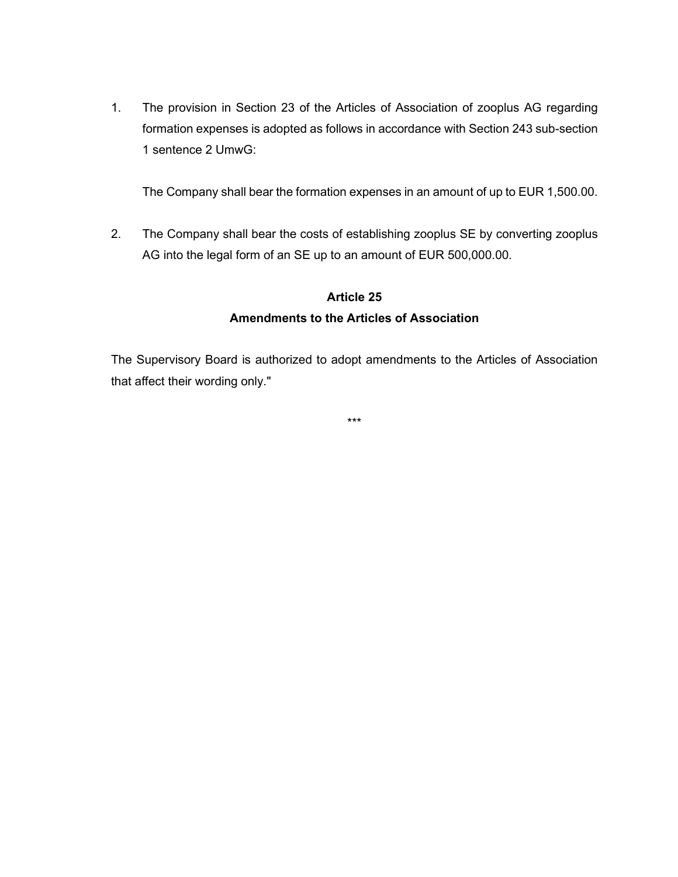1. The provision in Section 23 of the Articles of Association of zooplus AG regarding formation expenses is adopted as follows in accordance with Section 243 sub-section 1 sentence 2 UmwG:

   The Company shall bear the formation expenses in an amount of up to EUR 1,500.00.

2. The Company shall bear the costs of establishing zooplus SE by converting zooplus AG into the legal form of an SE up to an amount of EUR 500,000.00.

**Article 25**
**Amendments to the Articles of Association**

The Supervisory Board is authorized to adopt amendments to the Articles of Association that affect their wording only."

***